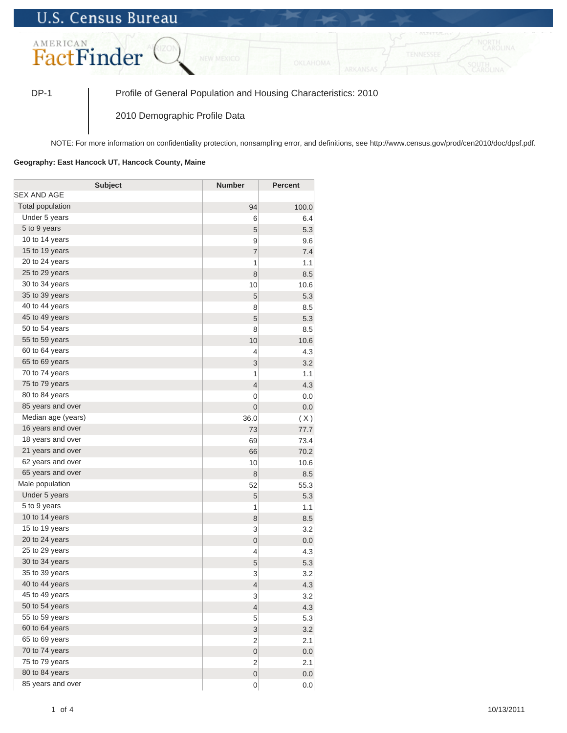U.S. Census Bureau

AMERICAN FactFinder

DP-1 | Profile of General Population and Housing Characteristics: 2010

2010 Demographic Profile Data

NOTE: For more information on confidentiality protection, nonsampling error, and definitions, see http://www.census.gov/prod/cen2010/doc/dpsf.pdf.

**Geography: East Hancock UT, Hancock County, Maine**

| Subject | Number | Percent |
|---|---|---|
| SEX AND AGE | | |
| Total population | 94 | 100.0 |
| Under 5 years | 6 | 6.4 |
| 5 to 9 years | 5 | 5.3 |
| 10 to 14 years | 9 | 9.6 |
| 15 to 19 years | 7 | 7.4 |
| 20 to 24 years | 1 | 1.1 |
| 25 to 29 years | 8 | 8.5 |
| 30 to 34 years | 10 | 10.6 |
| 35 to 39 years | 5 | 5.3 |
| 40 to 44 years | 8 | 8.5 |
| 45 to 49 years | 5 | 5.3 |
| 50 to 54 years | 8 | 8.5 |
| 55 to 59 years | 10 | 10.6 |
| 60 to 64 years | 4 | 4.3 |
| 65 to 69 years | 3 | 3.2 |
| 70 to 74 years | 1 | 1.1 |
| 75 to 79 years | 4 | 4.3 |
| 80 to 84 years | 0 | 0.0 |
| 85 years and over | 0 | 0.0 |
| Median age (years) | 36.0 | ( X ) |
| 16 years and over | 73 | 77.7 |
| 18 years and over | 69 | 73.4 |
| 21 years and over | 66 | 70.2 |
| 62 years and over | 10 | 10.6 |
| 65 years and over | 8 | 8.5 |
| Male population | 52 | 55.3 |
| Under 5 years | 5 | 5.3 |
| 5 to 9 years | 1 | 1.1 |
| 10 to 14 years | 8 | 8.5 |
| 15 to 19 years | 3 | 3.2 |
| 20 to 24 years | 0 | 0.0 |
| 25 to 29 years | 4 | 4.3 |
| 30 to 34 years | 5 | 5.3 |
| 35 to 39 years | 3 | 3.2 |
| 40 to 44 years | 4 | 4.3 |
| 45 to 49 years | 3 | 3.2 |
| 50 to 54 years | 4 | 4.3 |
| 55 to 59 years | 5 | 5.3 |
| 60 to 64 years | 3 | 3.2 |
| 65 to 69 years | 2 | 2.1 |
| 70 to 74 years | 0 | 0.0 |
| 75 to 79 years | 2 | 2.1 |
| 80 to 84 years | 0 | 0.0 |
| 85 years and over | 0 | 0.0 |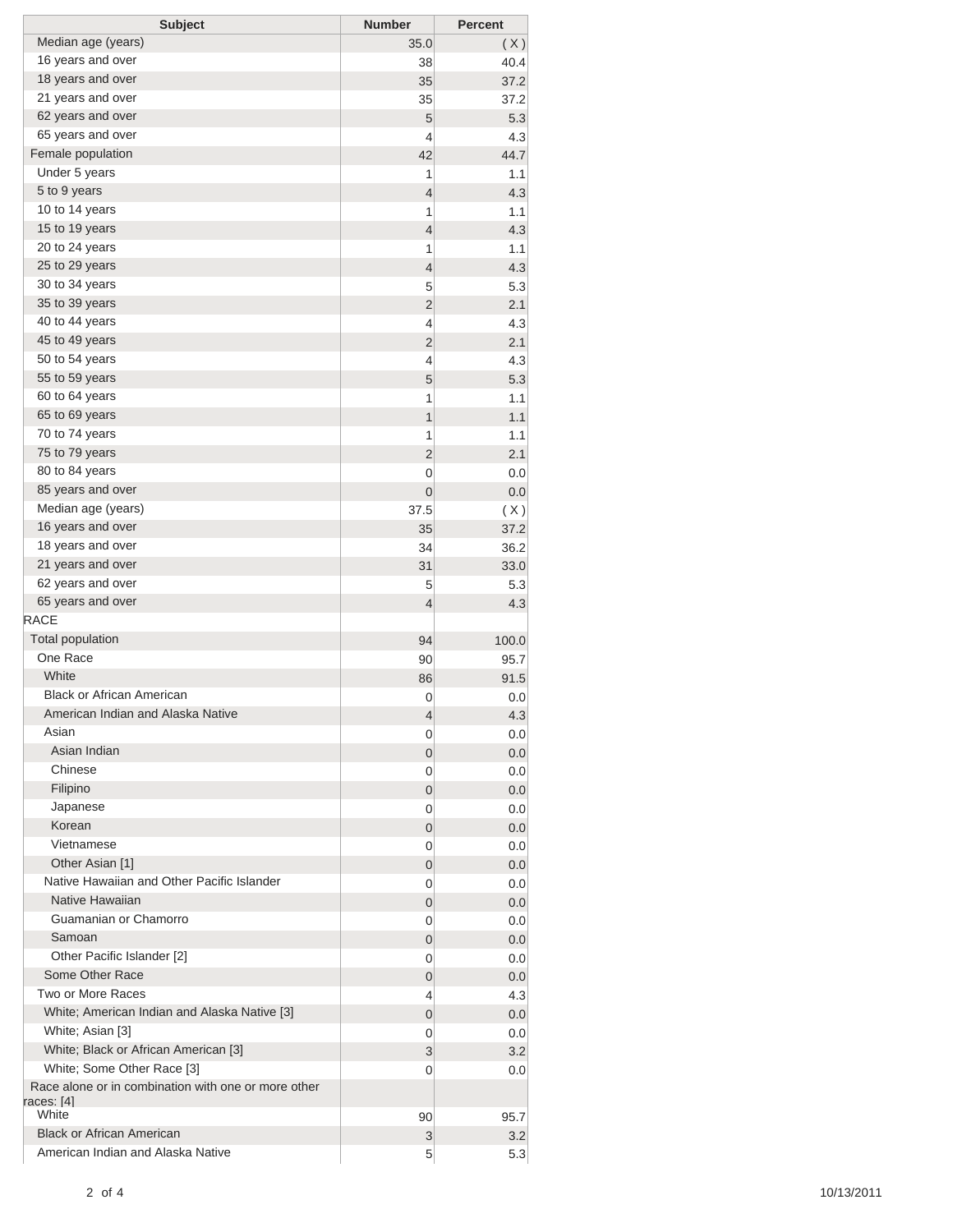| Subject | Number | Percent |
|---|---|---|
| Median age (years) | 35.0 | ( X ) |
| 16 years and over | 38 | 40.4 |
| 18 years and over | 35 | 37.2 |
| 21 years and over | 35 | 37.2 |
| 62 years and over | 5 | 5.3 |
| 65 years and over | 4 | 4.3 |
| Female population | 42 | 44.7 |
| Under 5 years | 1 | 1.1 |
| 5 to 9 years | 4 | 4.3 |
| 10 to 14 years | 1 | 1.1 |
| 15 to 19 years | 4 | 4.3 |
| 20 to 24 years | 1 | 1.1 |
| 25 to 29 years | 4 | 4.3 |
| 30 to 34 years | 5 | 5.3 |
| 35 to 39 years | 2 | 2.1 |
| 40 to 44 years | 4 | 4.3 |
| 45 to 49 years | 2 | 2.1 |
| 50 to 54 years | 4 | 4.3 |
| 55 to 59 years | 5 | 5.3 |
| 60 to 64 years | 1 | 1.1 |
| 65 to 69 years | 1 | 1.1 |
| 70 to 74 years | 1 | 1.1 |
| 75 to 79 years | 2 | 2.1 |
| 80 to 84 years | 0 | 0.0 |
| 85 years and over | 0 | 0.0 |
| Median age (years) | 37.5 | ( X ) |
| 16 years and over | 35 | 37.2 |
| 18 years and over | 34 | 36.2 |
| 21 years and over | 31 | 33.0 |
| 62 years and over | 5 | 5.3 |
| 65 years and over | 4 | 4.3 |
| RACE | | |
| Total population | 94 | 100.0 |
| One Race | 90 | 95.7 |
| White | 86 | 91.5 |
| Black or African American | 0 | 0.0 |
| American Indian and Alaska Native | 4 | 4.3 |
| Asian | 0 | 0.0 |
| Asian Indian | 0 | 0.0 |
| Chinese | 0 | 0.0 |
| Filipino | 0 | 0.0 |
| Japanese | 0 | 0.0 |
| Korean | 0 | 0.0 |
| Vietnamese | 0 | 0.0 |
| Other Asian [1] | 0 | 0.0 |
| Native Hawaiian and Other Pacific Islander | 0 | 0.0 |
| Native Hawaiian | 0 | 0.0 |
| Guamanian or Chamorro | 0 | 0.0 |
| Samoan | 0 | 0.0 |
| Other Pacific Islander [2] | 0 | 0.0 |
| Some Other Race | 0 | 0.0 |
| Two or More Races | 4 | 4.3 |
| White; American Indian and Alaska Native [3] | 0 | 0.0 |
| White; Asian [3] | 0 | 0.0 |
| White; Black or African American [3] | 3 | 3.2 |
| White; Some Other Race [3] | 0 | 0.0 |
| Race alone or in combination with one or more other races: [4] | | |
| White | 90 | 95.7 |
| Black or African American | 3 | 3.2 |
| American Indian and Alaska Native | 5 | 5.3 |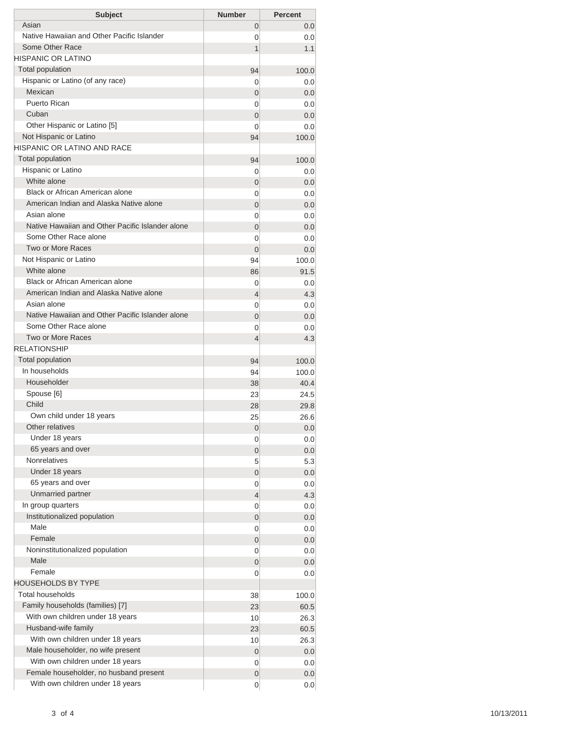| Subject | Number | Percent |
|---|---|---|
| Asian | 0 | 0.0 |
| Native Hawaiian and Other Pacific Islander | 0 | 0.0 |
| Some Other Race | 1 | 1.1 |
| HISPANIC OR LATINO | | |
| Total population | 94 | 100.0 |
| Hispanic or Latino (of any race) | 0 | 0.0 |
| Mexican | 0 | 0.0 |
| Puerto Rican | 0 | 0.0 |
| Cuban | 0 | 0.0 |
| Other Hispanic or Latino [5] | 0 | 0.0 |
| Not Hispanic or Latino | 94 | 100.0 |
| HISPANIC OR LATINO AND RACE | | |
| Total population | 94 | 100.0 |
| Hispanic or Latino | 0 | 0.0 |
| White alone | 0 | 0.0 |
| Black or African American alone | 0 | 0.0 |
| American Indian and Alaska Native alone | 0 | 0.0 |
| Asian alone | 0 | 0.0 |
| Native Hawaiian and Other Pacific Islander alone | 0 | 0.0 |
| Some Other Race alone | 0 | 0.0 |
| Two or More Races | 0 | 0.0 |
| Not Hispanic or Latino | 94 | 100.0 |
| White alone | 86 | 91.5 |
| Black or African American alone | 0 | 0.0 |
| American Indian and Alaska Native alone | 4 | 4.3 |
| Asian alone | 0 | 0.0 |
| Native Hawaiian and Other Pacific Islander alone | 0 | 0.0 |
| Some Other Race alone | 0 | 0.0 |
| Two or More Races | 4 | 4.3 |
| RELATIONSHIP | | |
| Total population | 94 | 100.0 |
| In households | 94 | 100.0 |
| Householder | 38 | 40.4 |
| Spouse [6] | 23 | 24.5 |
| Child | 28 | 29.8 |
| Own child under 18 years | 25 | 26.6 |
| Other relatives | 0 | 0.0 |
| Under 18 years | 0 | 0.0 |
| 65 years and over | 0 | 0.0 |
| Nonrelatives | 5 | 5.3 |
| Under 18 years | 0 | 0.0 |
| 65 years and over | 0 | 0.0 |
| Unmarried partner | 4 | 4.3 |
| In group quarters | 0 | 0.0 |
| Institutionalized population | 0 | 0.0 |
| Male | 0 | 0.0 |
| Female | 0 | 0.0 |
| Noninstitutionalized population | 0 | 0.0 |
| Male | 0 | 0.0 |
| Female | 0 | 0.0 |
| HOUSEHOLDS BY TYPE | | |
| Total households | 38 | 100.0 |
| Family households (families) [7] | 23 | 60.5 |
| With own children under 18 years | 10 | 26.3 |
| Husband-wife family | 23 | 60.5 |
| With own children under 18 years | 10 | 26.3 |
| Male householder, no wife present | 0 | 0.0 |
| With own children under 18 years | 0 | 0.0 |
| Female householder, no husband present | 0 | 0.0 |
| With own children under 18 years | 0 | 0.0 |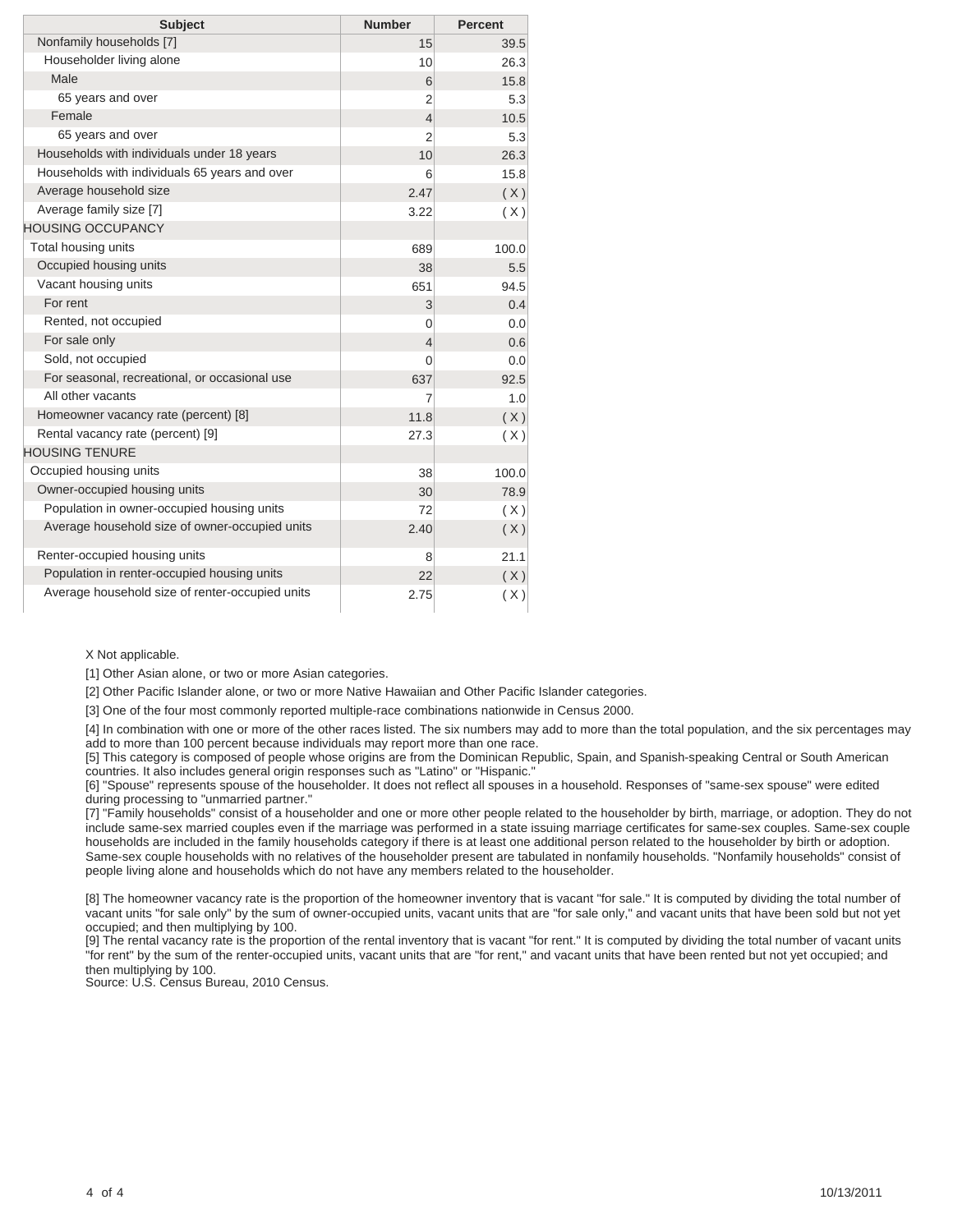| Subject | Number | Percent |
|---|---|---|
| Nonfamily households [7] | 15 | 39.5 |
| Householder living alone | 10 | 26.3 |
| Male | 6 | 15.8 |
| 65 years and over | 2 | 5.3 |
| Female | 4 | 10.5 |
| 65 years and over | 2 | 5.3 |
| Households with individuals under 18 years | 10 | 26.3 |
| Households with individuals 65 years and over | 6 | 15.8 |
| Average household size | 2.47 | ( X ) |
| Average family size [7] | 3.22 | ( X ) |
| HOUSING OCCUPANCY | | |
| Total housing units | 689 | 100.0 |
| Occupied housing units | 38 | 5.5 |
| Vacant housing units | 651 | 94.5 |
| For rent | 3 | 0.4 |
| Rented, not occupied | 0 | 0.0 |
| For sale only | 4 | 0.6 |
| Sold, not occupied | 0 | 0.0 |
| For seasonal, recreational, or occasional use | 637 | 92.5 |
| All other vacants | 7 | 1.0 |
| Homeowner vacancy rate (percent) [8] | 11.8 | ( X ) |
| Rental vacancy rate (percent) [9] | 27.3 | ( X ) |
| HOUSING TENURE | | |
| Occupied housing units | 38 | 100.0 |
| Owner-occupied housing units | 30 | 78.9 |
| Population in owner-occupied housing units | 72 | ( X ) |
| Average household size of owner-occupied units | 2.40 | ( X ) |
| Renter-occupied housing units | 8 | 21.1 |
| Population in renter-occupied housing units | 22 | ( X ) |
| Average household size of renter-occupied units | 2.75 | ( X ) |

X Not applicable.

[1] Other Asian alone, or two or more Asian categories.

[2] Other Pacific Islander alone, or two or more Native Hawaiian and Other Pacific Islander categories.

[3] One of the four most commonly reported multiple-race combinations nationwide in Census 2000.

[4] In combination with one or more of the other races listed. The six numbers may add to more than the total population, and the six percentages may add to more than 100 percent because individuals may report more than one race.

[5] This category is composed of people whose origins are from the Dominican Republic, Spain, and Spanish-speaking Central or South American countries. It also includes general origin responses such as "Latino" or "Hispanic."

[6] "Spouse" represents spouse of the householder. It does not reflect all spouses in a household. Responses of "same-sex spouse" were edited during processing to "unmarried partner."

[7] "Family households" consist of a householder and one or more other people related to the householder by birth, marriage, or adoption. They do not include same-sex married couples even if the marriage was performed in a state issuing marriage certificates for same-sex couples. Same-sex couple households are included in the family households category if there is at least one additional person related to the householder by birth or adoption. Same-sex couple households with no relatives of the householder present are tabulated in nonfamily households. "Nonfamily households" consist of people living alone and households which do not have any members related to the householder.

[8] The homeowner vacancy rate is the proportion of the homeowner inventory that is vacant "for sale." It is computed by dividing the total number of vacant units "for sale only" by the sum of owner-occupied units, vacant units that are "for sale only," and vacant units that have been sold but not yet occupied; and then multiplying by 100.

[9] The rental vacancy rate is the proportion of the rental inventory that is vacant "for rent." It is computed by dividing the total number of vacant units "for rent" by the sum of the renter-occupied units, vacant units that are "for rent," and vacant units that have been rented but not yet occupied; and then multiplying by 100.

Source: U.S. Census Bureau, 2010 Census.